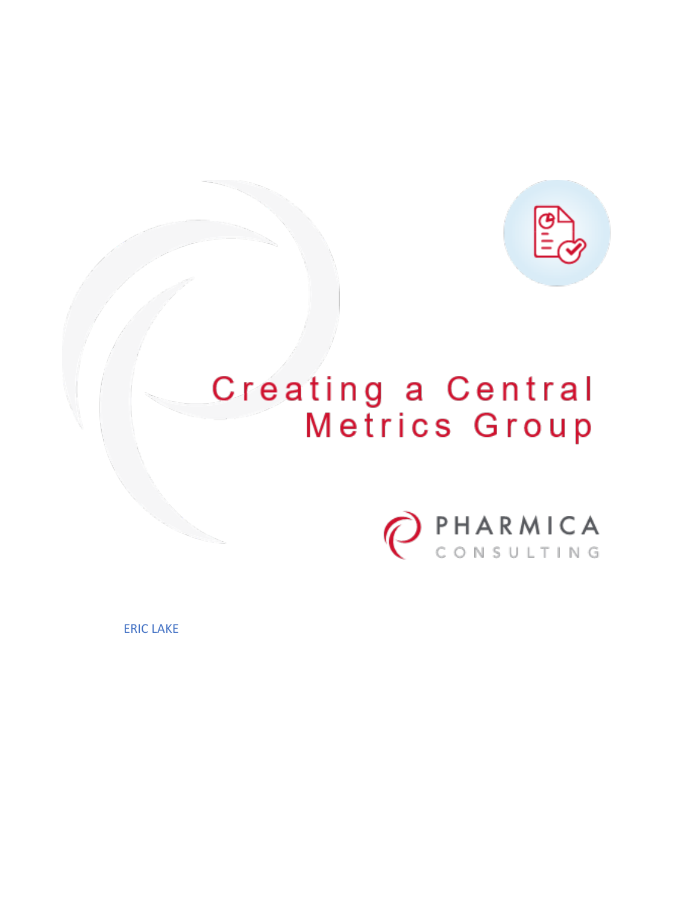# Creating a Central Metrics Group

PHARMICA
CONSULTING

ERIC LAKE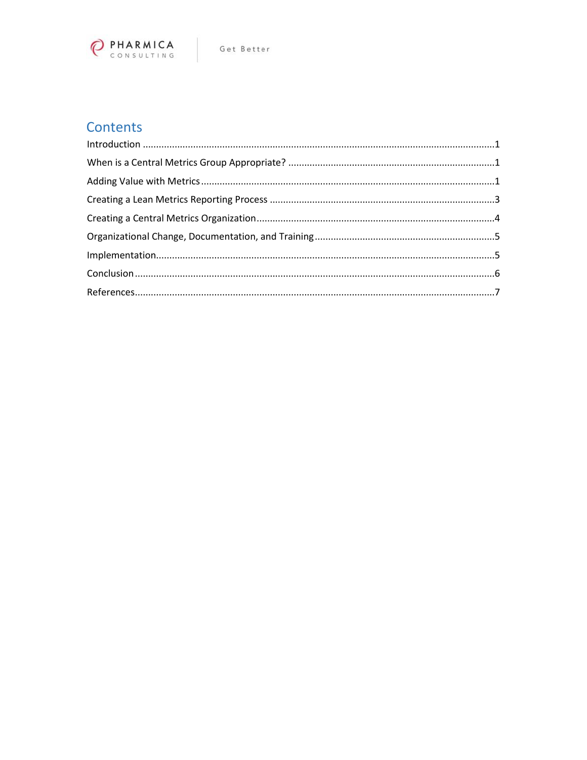## Contents

Introduction ....................................................................................................................................1

When is a Central Metrics Group Appropriate? .............................................................................1

Adding Value with Metrics ..............................................................................................................1

Creating a Lean Metrics Reporting Process ....................................................................................3

Creating a Central Metrics Organization .........................................................................................4

Organizational Change, Documentation, and Training ...................................................................5

Implementation...............................................................................................................................5

Conclusion .......................................................................................................................................6

References.......................................................................................................................................7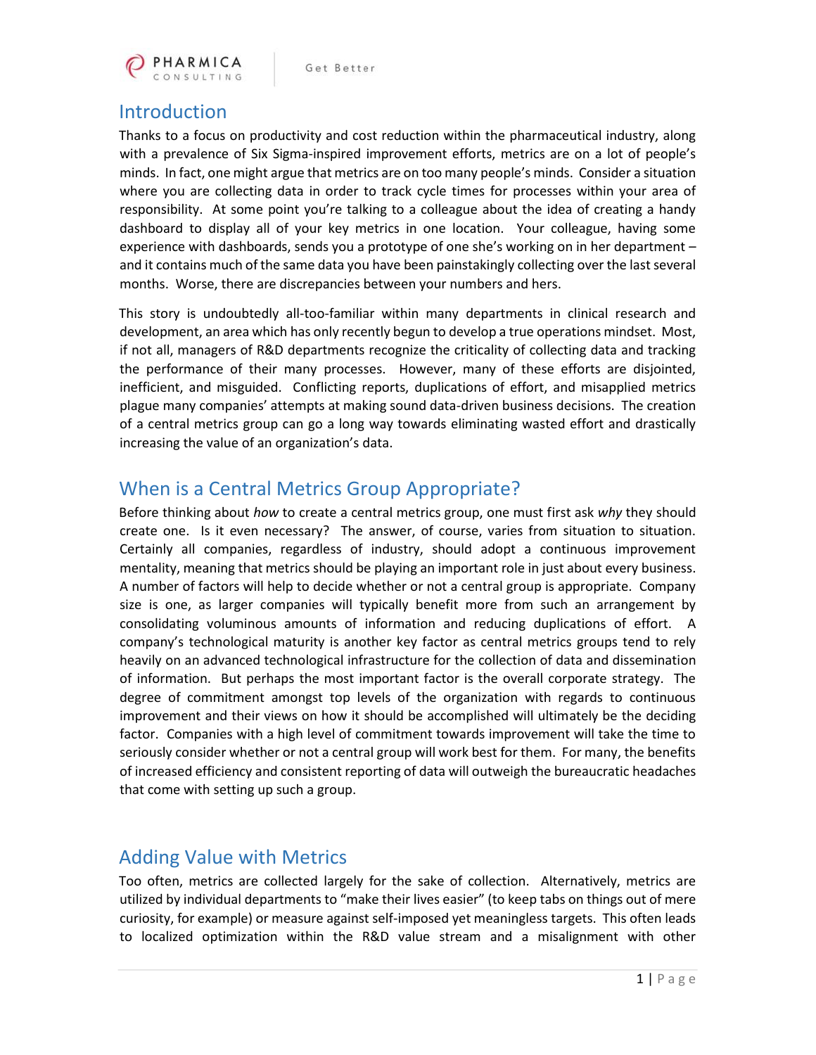## Introduction

Thanks to a focus on productivity and cost reduction within the pharmaceutical industry, along with a prevalence of Six Sigma-inspired improvement efforts, metrics are on a lot of people's minds. In fact, one might argue that metrics are on too many people's minds. Consider a situation where you are collecting data in order to track cycle times for processes within your area of responsibility. At some point you're talking to a colleague about the idea of creating a handy dashboard to display all of your key metrics in one location. Your colleague, having some experience with dashboards, sends you a prototype of one she's working on in her department – and it contains much of the same data you have been painstakingly collecting over the last several months. Worse, there are discrepancies between your numbers and hers.

This story is undoubtedly all-too-familiar within many departments in clinical research and development, an area which has only recently begun to develop a true operations mindset. Most, if not all, managers of R&D departments recognize the criticality of collecting data and tracking the performance of their many processes. However, many of these efforts are disjointed, inefficient, and misguided. Conflicting reports, duplications of effort, and misapplied metrics plague many companies' attempts at making sound data-driven business decisions. The creation of a central metrics group can go a long way towards eliminating wasted effort and drastically increasing the value of an organization's data.

## When is a Central Metrics Group Appropriate?

Before thinking about *how* to create a central metrics group, one must first ask *why* they should create one. Is it even necessary? The answer, of course, varies from situation to situation. Certainly all companies, regardless of industry, should adopt a continuous improvement mentality, meaning that metrics should be playing an important role in just about every business. A number of factors will help to decide whether or not a central group is appropriate. Company size is one, as larger companies will typically benefit more from such an arrangement by consolidating voluminous amounts of information and reducing duplications of effort. A company's technological maturity is another key factor as central metrics groups tend to rely heavily on an advanced technological infrastructure for the collection of data and dissemination of information. But perhaps the most important factor is the overall corporate strategy. The degree of commitment amongst top levels of the organization with regards to continuous improvement and their views on how it should be accomplished will ultimately be the deciding factor. Companies with a high level of commitment towards improvement will take the time to seriously consider whether or not a central group will work best for them. For many, the benefits of increased efficiency and consistent reporting of data will outweigh the bureaucratic headaches that come with setting up such a group.

## Adding Value with Metrics

Too often, metrics are collected largely for the sake of collection. Alternatively, metrics are utilized by individual departments to "make their lives easier" (to keep tabs on things out of mere curiosity, for example) or measure against self-imposed yet meaningless targets. This often leads to localized optimization within the R&D value stream and a misalignment with other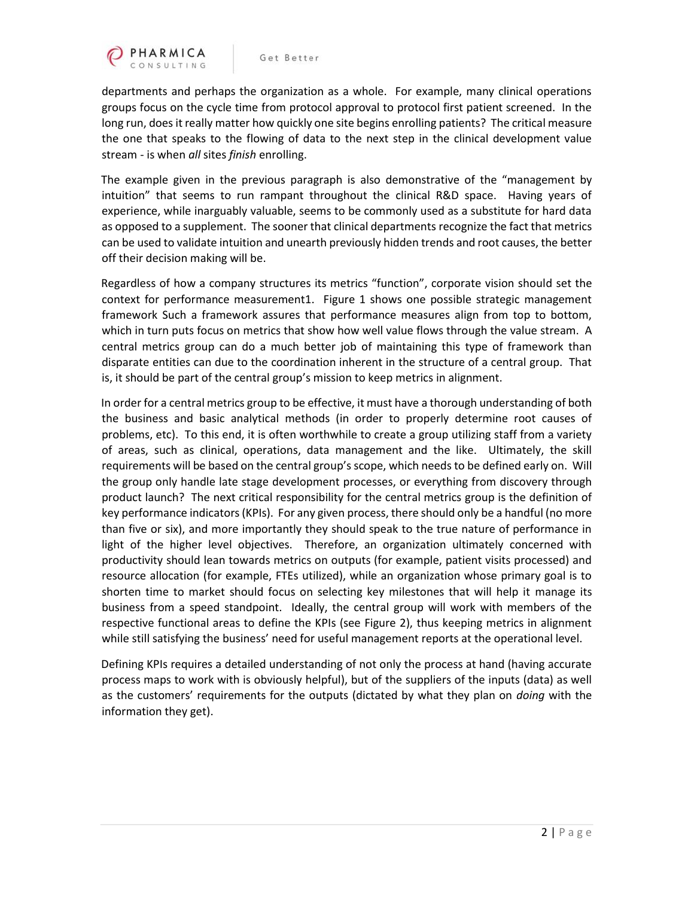departments and perhaps the organization as a whole. For example, many clinical operations groups focus on the cycle time from protocol approval to protocol first patient screened. In the long run, does it really matter how quickly one site begins enrolling patients? The critical measure the one that speaks to the flowing of data to the next step in the clinical development value stream - is when *all* sites *finish* enrolling.

The example given in the previous paragraph is also demonstrative of the "management by intuition" that seems to run rampant throughout the clinical R&D space. Having years of experience, while inarguably valuable, seems to be commonly used as a substitute for hard data as opposed to a supplement. The sooner that clinical departments recognize the fact that metrics can be used to validate intuition and unearth previously hidden trends and root causes, the better off their decision making will be.

Regardless of how a company structures its metrics "function", corporate vision should set the context for performance measurement1. Figure 1 shows one possible strategic management framework Such a framework assures that performance measures align from top to bottom, which in turn puts focus on metrics that show how well value flows through the value stream. A central metrics group can do a much better job of maintaining this type of framework than disparate entities can due to the coordination inherent in the structure of a central group. That is, it should be part of the central group's mission to keep metrics in alignment.

In order for a central metrics group to be effective, it must have a thorough understanding of both the business and basic analytical methods (in order to properly determine root causes of problems, etc). To this end, it is often worthwhile to create a group utilizing staff from a variety of areas, such as clinical, operations, data management and the like. Ultimately, the skill requirements will be based on the central group's scope, which needs to be defined early on. Will the group only handle late stage development processes, or everything from discovery through product launch? The next critical responsibility for the central metrics group is the definition of key performance indicators (KPIs). For any given process, there should only be a handful (no more than five or six), and more importantly they should speak to the true nature of performance in light of the higher level objectives. Therefore, an organization ultimately concerned with productivity should lean towards metrics on outputs (for example, patient visits processed) and resource allocation (for example, FTEs utilized), while an organization whose primary goal is to shorten time to market should focus on selecting key milestones that will help it manage its business from a speed standpoint. Ideally, the central group will work with members of the respective functional areas to define the KPIs (see Figure 2), thus keeping metrics in alignment while still satisfying the business' need for useful management reports at the operational level.

Defining KPIs requires a detailed understanding of not only the process at hand (having accurate process maps to work with is obviously helpful), but of the suppliers of the inputs (data) as well as the customers' requirements for the outputs (dictated by what they plan on *doing* with the information they get).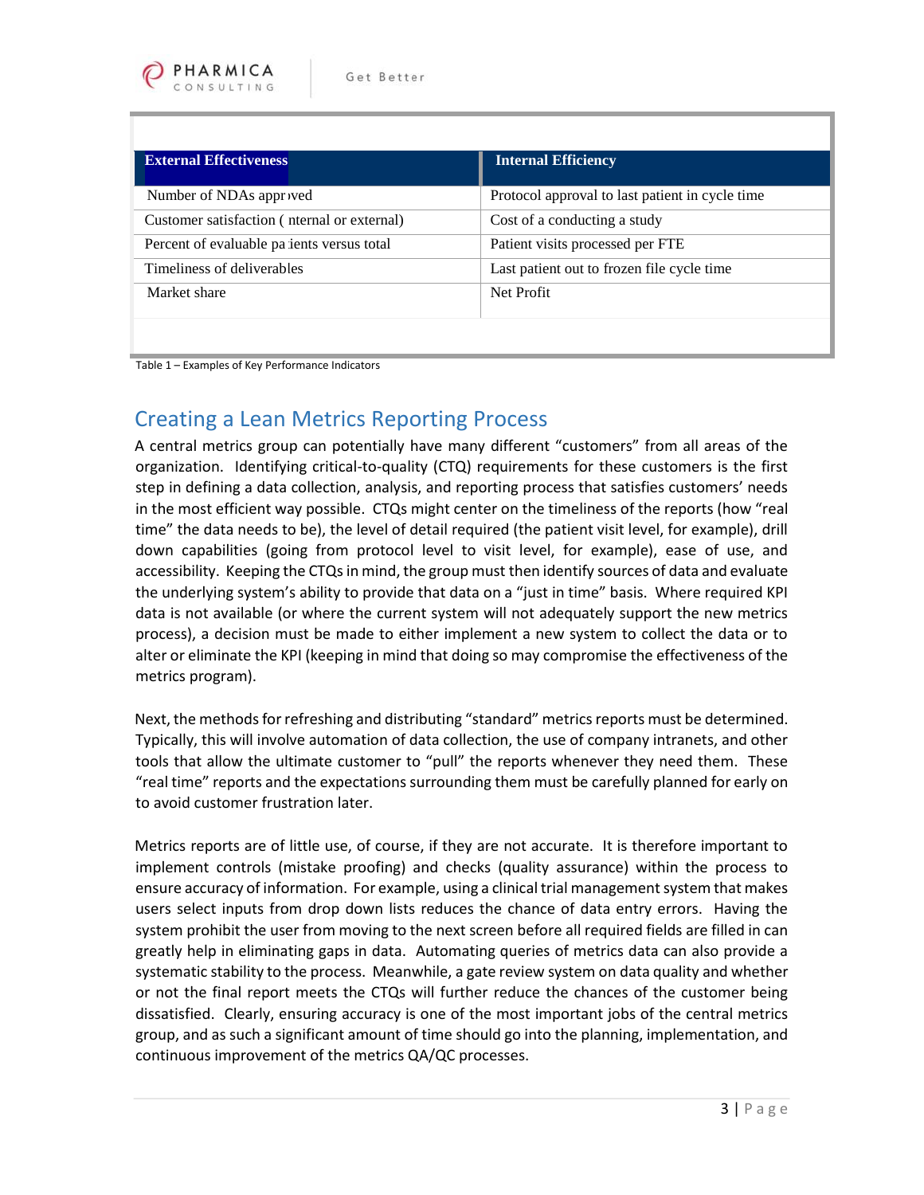| External Effectiveness | Internal Efficiency |
|---|---|
| Number of NDAs appr ıved | Protocol approval to last patient in cycle time |
| Customer satisfaction ( nternal or external) | Cost of a conducting a study |
| Percent of evaluable pa iients versus total | Patient visits processed per FTE |
| Timeliness of deliverables | Last patient out to frozen file cycle time |
| Market share | Net Profit |

Table 1 – Examples of Key Performance Indicators

## Creating a Lean Metrics Reporting Process

A central metrics group can potentially have many different "customers" from all areas of the organization. Identifying critical-to-quality (CTQ) requirements for these customers is the first step in defining a data collection, analysis, and reporting process that satisfies customers' needs in the most efficient way possible. CTQs might center on the timeliness of the reports (how "real time" the data needs to be), the level of detail required (the patient visit level, for example), drill down capabilities (going from protocol level to visit level, for example), ease of use, and accessibility. Keeping the CTQs in mind, the group must then identify sources of data and evaluate the underlying system's ability to provide that data on a "just in time" basis. Where required KPI data is not available (or where the current system will not adequately support the new metrics process), a decision must be made to either implement a new system to collect the data or to alter or eliminate the KPI (keeping in mind that doing so may compromise the effectiveness of the metrics program).

Next, the methods for refreshing and distributing "standard" metrics reports must be determined. Typically, this will involve automation of data collection, the use of company intranets, and other tools that allow the ultimate customer to "pull" the reports whenever they need them. These "real time" reports and the expectations surrounding them must be carefully planned for early on to avoid customer frustration later.

Metrics reports are of little use, of course, if they are not accurate. It is therefore important to implement controls (mistake proofing) and checks (quality assurance) within the process to ensure accuracy of information. For example, using a clinical trial management system that makes users select inputs from drop down lists reduces the chance of data entry errors. Having the system prohibit the user from moving to the next screen before all required fields are filled in can greatly help in eliminating gaps in data. Automating queries of metrics data can also provide a systematic stability to the process. Meanwhile, a gate review system on data quality and whether or not the final report meets the CTQs will further reduce the chances of the customer being dissatisfied. Clearly, ensuring accuracy is one of the most important jobs of the central metrics group, and as such a significant amount of time should go into the planning, implementation, and continuous improvement of the metrics QA/QC processes.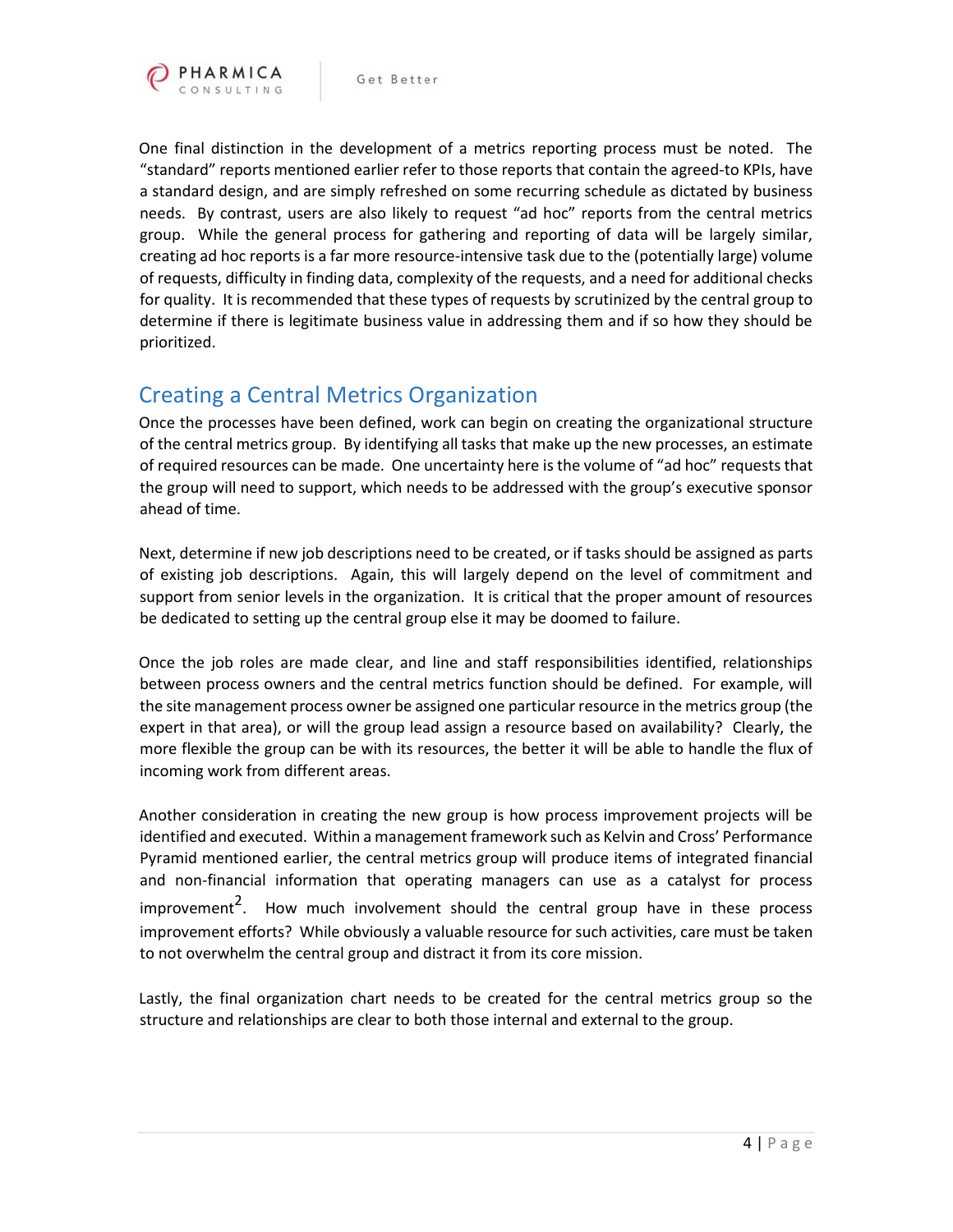One final distinction in the development of a metrics reporting process must be noted. The "standard" reports mentioned earlier refer to those reports that contain the agreed-to KPIs, have a standard design, and are simply refreshed on some recurring schedule as dictated by business needs. By contrast, users are also likely to request "ad hoc" reports from the central metrics group. While the general process for gathering and reporting of data will be largely similar, creating ad hoc reports is a far more resource-intensive task due to the (potentially large) volume of requests, difficulty in finding data, complexity of the requests, and a need for additional checks for quality. It is recommended that these types of requests by scrutinized by the central group to determine if there is legitimate business value in addressing them and if so how they should be prioritized.

## Creating a Central Metrics Organization

Once the processes have been defined, work can begin on creating the organizational structure of the central metrics group. By identifying all tasks that make up the new processes, an estimate of required resources can be made. One uncertainty here is the volume of "ad hoc" requests that the group will need to support, which needs to be addressed with the group's executive sponsor ahead of time.

Next, determine if new job descriptions need to be created, or if tasks should be assigned as parts of existing job descriptions. Again, this will largely depend on the level of commitment and support from senior levels in the organization. It is critical that the proper amount of resources be dedicated to setting up the central group else it may be doomed to failure.

Once the job roles are made clear, and line and staff responsibilities identified, relationships between process owners and the central metrics function should be defined. For example, will the site management process owner be assigned one particular resource in the metrics group (the expert in that area), or will the group lead assign a resource based on availability? Clearly, the more flexible the group can be with its resources, the better it will be able to handle the flux of incoming work from different areas.

Another consideration in creating the new group is how process improvement projects will be identified and executed. Within a management framework such as Kelvin and Cross' Performance Pyramid mentioned earlier, the central metrics group will produce items of integrated financial and non-financial information that operating managers can use as a catalyst for process improvement[2]. How much involvement should the central group have in these process improvement efforts? While obviously a valuable resource for such activities, care must be taken to not overwhelm the central group and distract it from its core mission.

Lastly, the final organization chart needs to be created for the central metrics group so the structure and relationships are clear to both those internal and external to the group.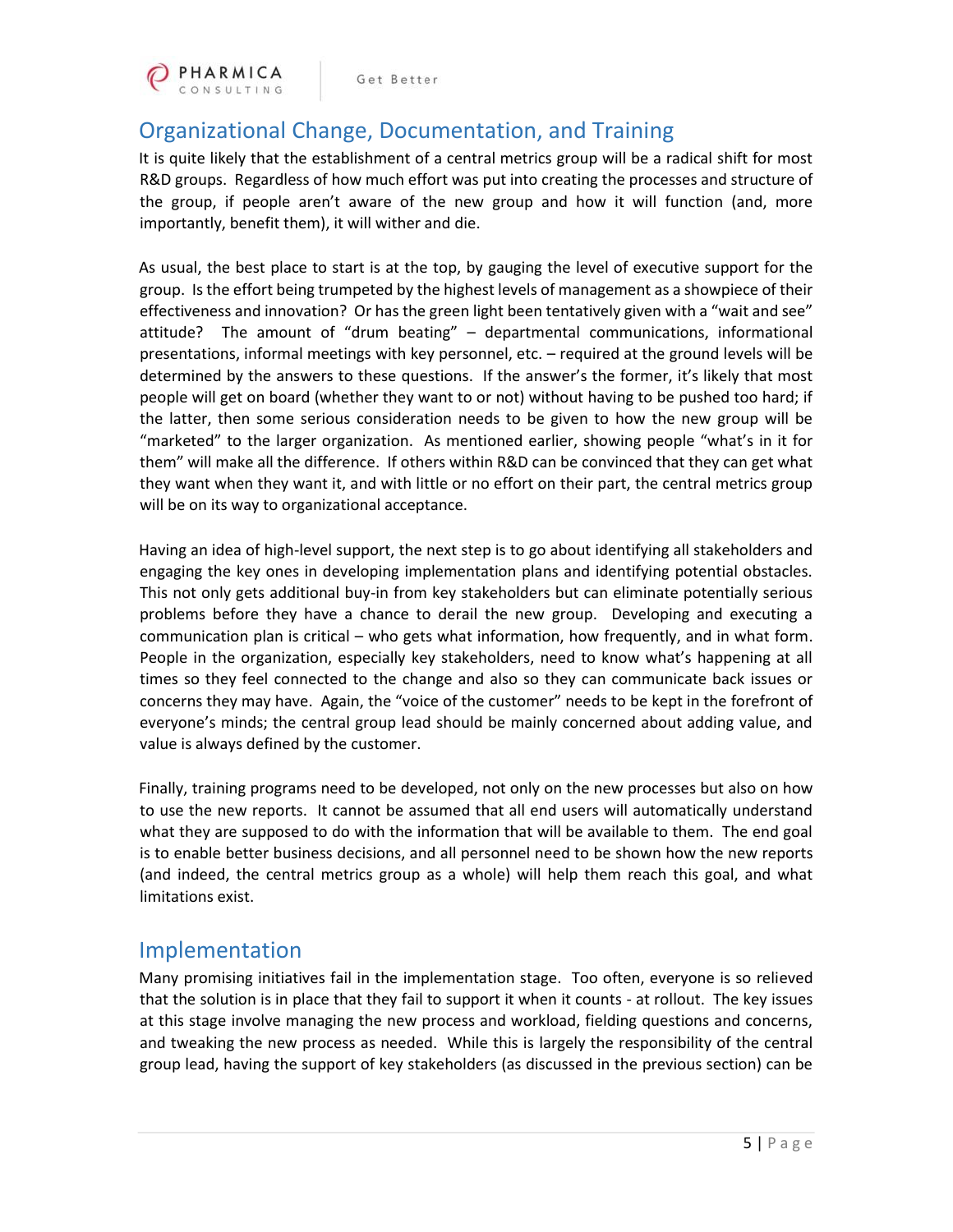## Organizational Change, Documentation, and Training

It is quite likely that the establishment of a central metrics group will be a radical shift for most R&D groups. Regardless of how much effort was put into creating the processes and structure of the group, if people aren't aware of the new group and how it will function (and, more importantly, benefit them), it will wither and die.

As usual, the best place to start is at the top, by gauging the level of executive support for the group. Is the effort being trumpeted by the highest levels of management as a showpiece of their effectiveness and innovation? Or has the green light been tentatively given with a "wait and see" attitude? The amount of "drum beating" – departmental communications, informational presentations, informal meetings with key personnel, etc. – required at the ground levels will be determined by the answers to these questions. If the answer's the former, it's likely that most people will get on board (whether they want to or not) without having to be pushed too hard; if the latter, then some serious consideration needs to be given to how the new group will be "marketed" to the larger organization. As mentioned earlier, showing people "what's in it for them" will make all the difference. If others within R&D can be convinced that they can get what they want when they want it, and with little or no effort on their part, the central metrics group will be on its way to organizational acceptance.

Having an idea of high-level support, the next step is to go about identifying all stakeholders and engaging the key ones in developing implementation plans and identifying potential obstacles. This not only gets additional buy-in from key stakeholders but can eliminate potentially serious problems before they have a chance to derail the new group. Developing and executing a communication plan is critical – who gets what information, how frequently, and in what form. People in the organization, especially key stakeholders, need to know what's happening at all times so they feel connected to the change and also so they can communicate back issues or concerns they may have. Again, the "voice of the customer" needs to be kept in the forefront of everyone's minds; the central group lead should be mainly concerned about adding value, and value is always defined by the customer.

Finally, training programs need to be developed, not only on the new processes but also on how to use the new reports. It cannot be assumed that all end users will automatically understand what they are supposed to do with the information that will be available to them. The end goal is to enable better business decisions, and all personnel need to be shown how the new reports (and indeed, the central metrics group as a whole) will help them reach this goal, and what limitations exist.

## Implementation

Many promising initiatives fail in the implementation stage. Too often, everyone is so relieved that the solution is in place that they fail to support it when it counts - at rollout. The key issues at this stage involve managing the new process and workload, fielding questions and concerns, and tweaking the new process as needed. While this is largely the responsibility of the central group lead, having the support of key stakeholders (as discussed in the previous section) can be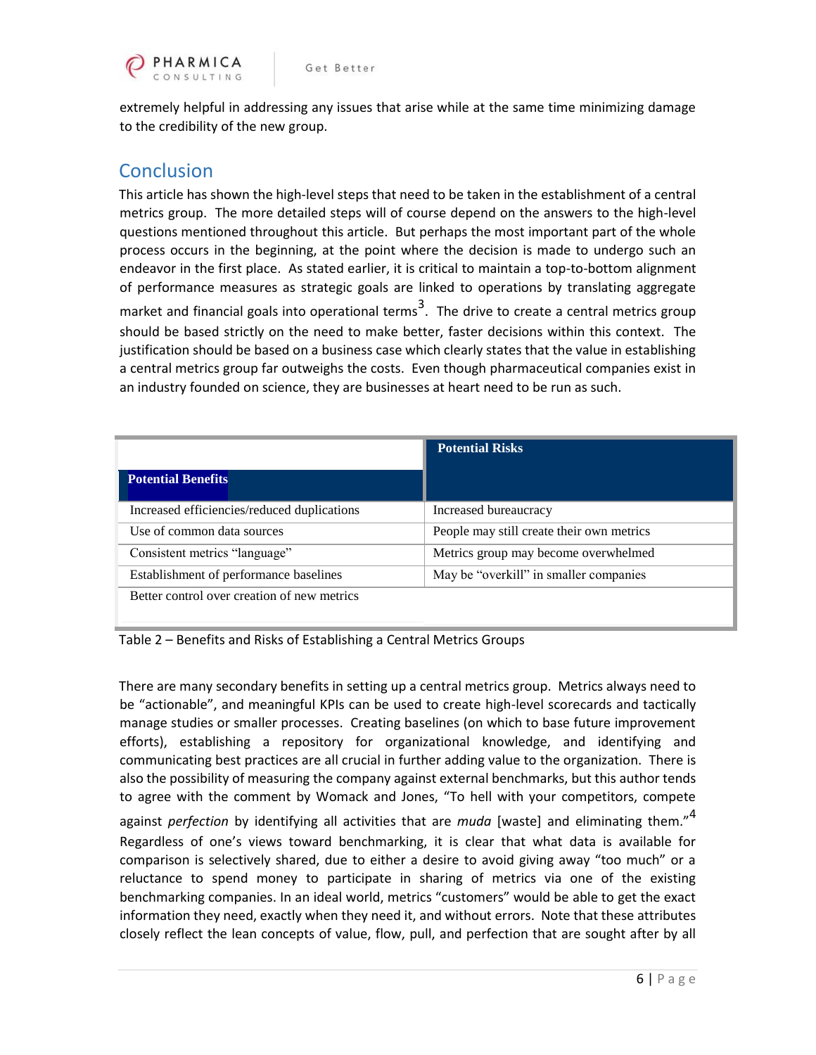extremely helpful in addressing any issues that arise while at the same time minimizing damage to the credibility of the new group.

## Conclusion

This article has shown the high-level steps that need to be taken in the establishment of a central metrics group. The more detailed steps will of course depend on the answers to the high-level questions mentioned throughout this article. But perhaps the most important part of the whole process occurs in the beginning, at the point where the decision is made to undergo such an endeavor in the first place. As stated earlier, it is critical to maintain a top-to-bottom alignment of performance measures as strategic goals are linked to operations by translating aggregate market and financial goals into operational terms[3]. The drive to create a central metrics group should be based strictly on the need to make better, faster decisions within this context. The justification should be based on a business case which clearly states that the value in establishing a central metrics group far outweighs the costs. Even though pharmaceutical companies exist in an industry founded on science, they are businesses at heart need to be run as such.

| Potential Benefits | Potential Risks |
|---|---|
| Increased efficiencies/reduced duplications | Increased bureaucracy |
| Use of common data sources | People may still create their own metrics |
| Consistent metrics “language” | Metrics group may become overwhelmed |
| Establishment of performance baselines | May be “overkill” in smaller companies |
| Better control over creation of new metrics | |

Table 2 – Benefits and Risks of Establishing a Central Metrics Groups

There are many secondary benefits in setting up a central metrics group. Metrics always need to be “actionable”, and meaningful KPIs can be used to create high-level scorecards and tactically manage studies or smaller processes. Creating baselines (on which to base future improvement efforts), establishing a repository for organizational knowledge, and identifying and communicating best practices are all crucial in further adding value to the organization. There is also the possibility of measuring the company against external benchmarks, but this author tends to agree with the comment by Womack and Jones, “To hell with your competitors, compete against *perfection* by identifying all activities that are *muda* [waste] and eliminating them.”[4] Regardless of one’s views toward benchmarking, it is clear that what data is available for comparison is selectively shared, due to either a desire to avoid giving away “too much” or a reluctance to spend money to participate in sharing of metrics via one of the existing benchmarking companies. In an ideal world, metrics “customers” would be able to get the exact information they need, exactly when they need it, and without errors. Note that these attributes closely reflect the lean concepts of value, flow, pull, and perfection that are sought after by all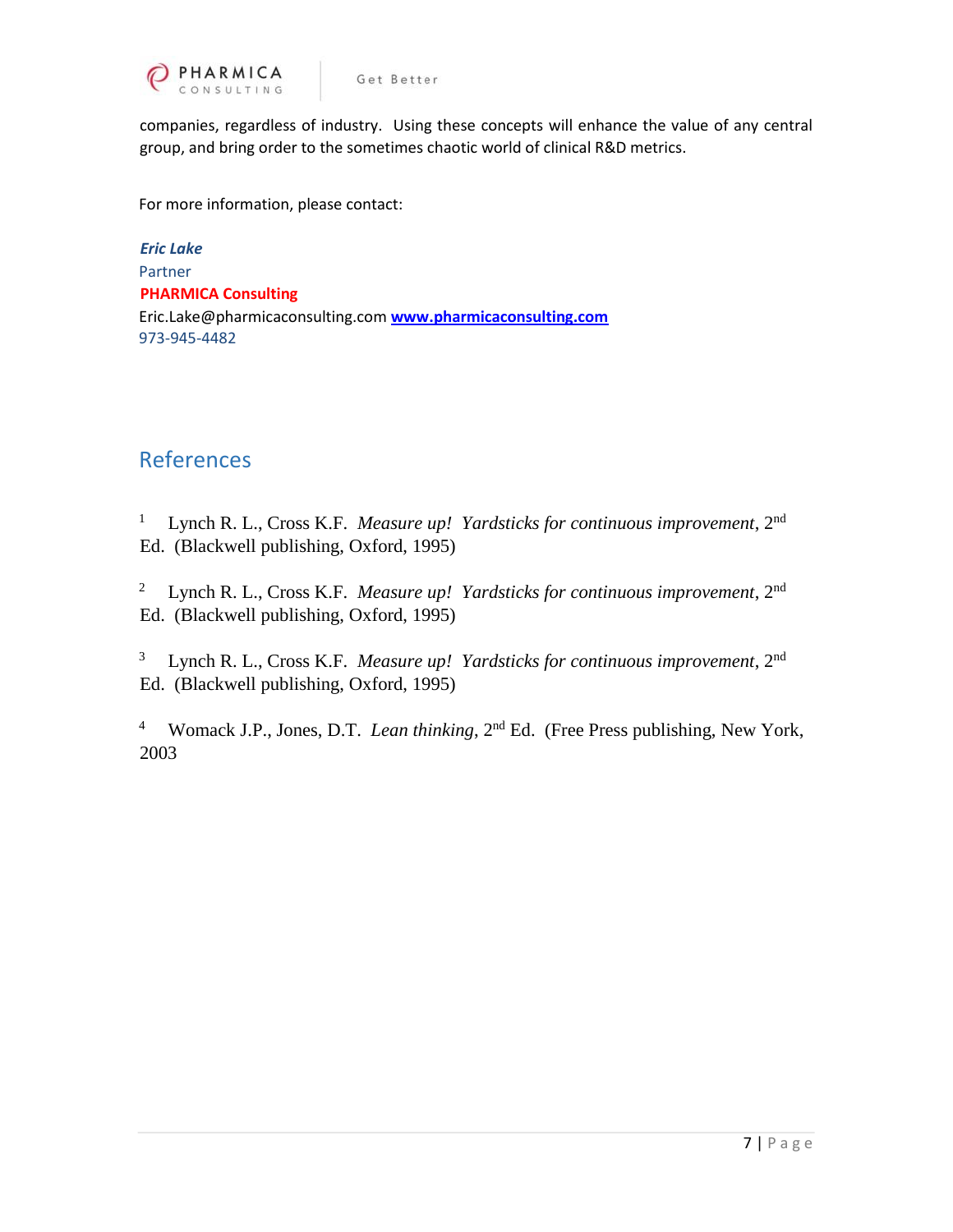companies, regardless of industry. Using these concepts will enhance the value of any central group, and bring order to the sometimes chaotic world of clinical R&D metrics.

For more information, please contact:

***Eric Lake***
Partner
**PHARMICA Consulting**
Eric.Lake@pharmicaconsulting.com **www.pharmicaconsulting.com**
973-945-4482

## References

[1] Lynch R. L., Cross K.F. *Measure up! Yardsticks for continuous improvement*, 2nd Ed. (Blackwell publishing, Oxford, 1995)

[2] Lynch R. L., Cross K.F. *Measure up! Yardsticks for continuous improvement*, 2nd Ed. (Blackwell publishing, Oxford, 1995)

[3] Lynch R. L., Cross K.F. *Measure up! Yardsticks for continuous improvement*, 2nd Ed. (Blackwell publishing, Oxford, 1995)

[4] Womack J.P., Jones, D.T. *Lean thinking*, 2nd Ed. (Free Press publishing, New York, 2003